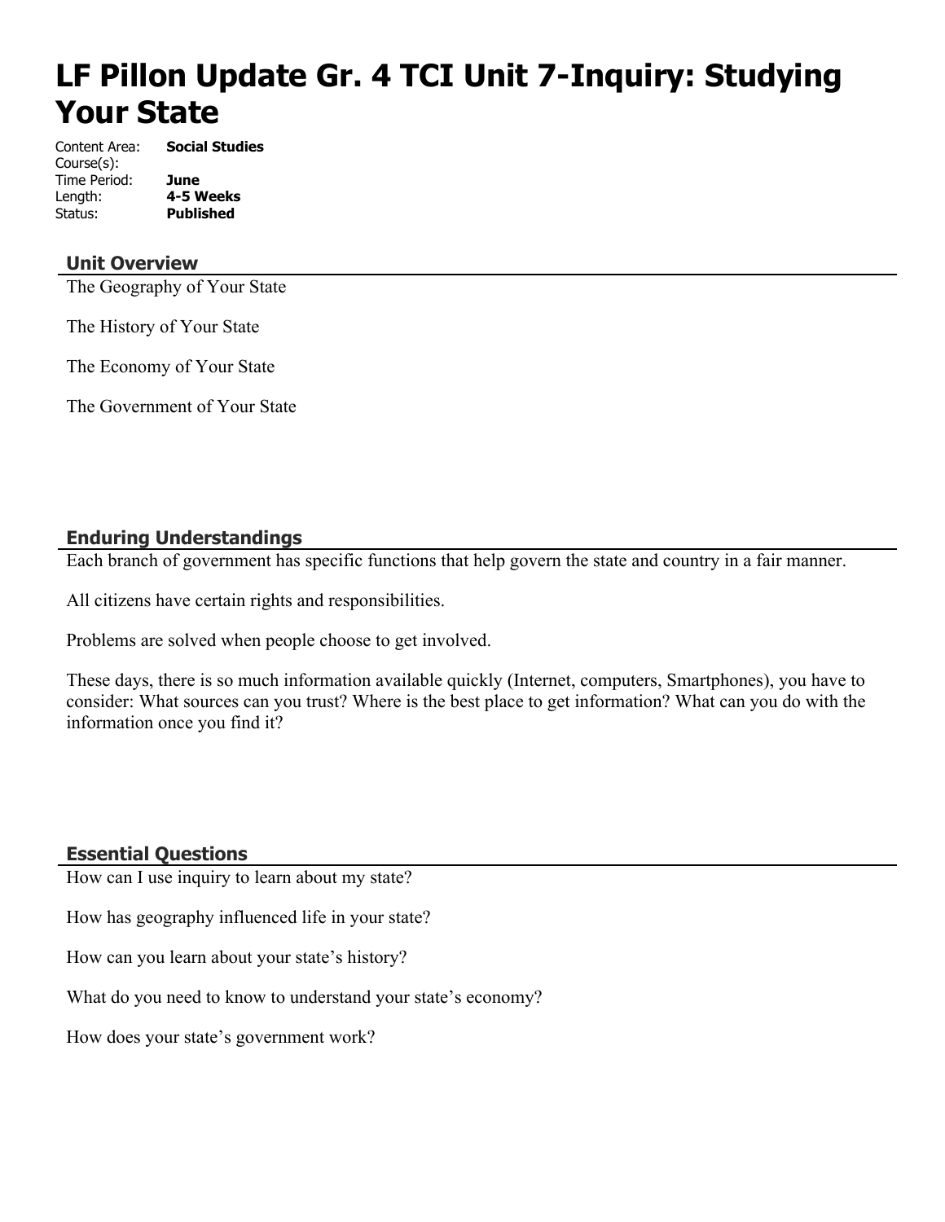# LF Pillon Update Gr. 4 TCI Unit 7-Inquiry: Studying Your State

Content Area: **Social Studies**
Course(s):
Time Period: **June**
Length: **4-5 Weeks**
Status: **Published**

## Unit Overview

The Geography of Your State

The History of Your State

The Economy of Your State

The Government of Your State

## Enduring Understandings

Each branch of government has specific functions that help govern the state and country in a fair manner.

All citizens have certain rights and responsibilities.

Problems are solved when people choose to get involved.

These days, there is so much information available quickly (Internet, computers, Smartphones), you have to consider: What sources can you trust? Where is the best place to get information? What can you do with the information once you find it?

## Essential Questions

How can I use inquiry to learn about my state?

How has geography influenced life in your state?

How can you learn about your state's history?

What do you need to know to understand your state's economy?

How does your state's government work?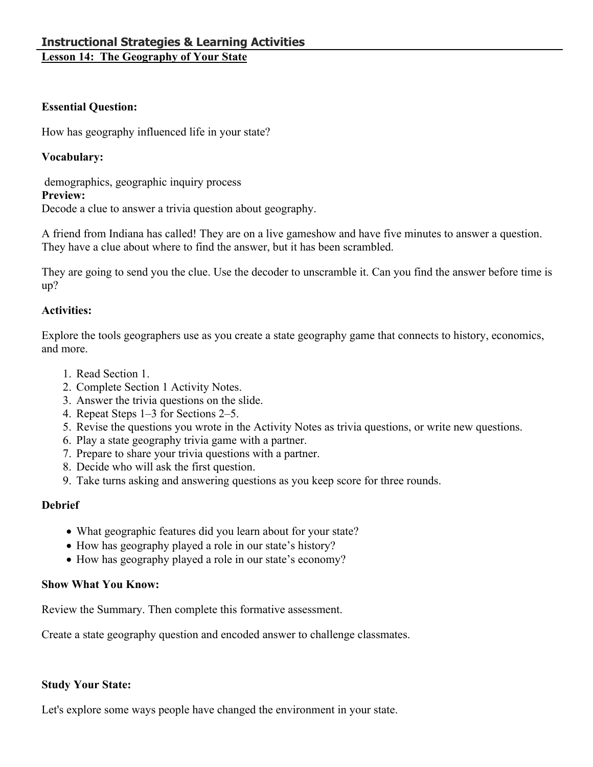## Instructional Strategies & Learning Activities

**Lesson 14: The Geography of Your State**

**Essential Question:**

How has geography influenced life in your state?

**Vocabulary:**

demographics, geographic inquiry process

**Preview:**

Decode a clue to answer a trivia question about geography.

A friend from Indiana has called! They are on a live gameshow and have five minutes to answer a question. They have a clue about where to find the answer, but it has been scrambled.

They are going to send you the clue. Use the decoder to unscramble it. Can you find the answer before time is up?

**Activities:**

Explore the tools geographers use as you create a state geography game that connects to history, economics, and more.

1. Read Section 1.
2. Complete Section 1 Activity Notes.
3. Answer the trivia questions on the slide.
4. Repeat Steps 1–3 for Sections 2–5.
5. Revise the questions you wrote in the Activity Notes as trivia questions, or write new questions.
6. Play a state geography trivia game with a partner.
7. Prepare to share your trivia questions with a partner.
8. Decide who will ask the first question.
9. Take turns asking and answering questions as you keep score for three rounds.

**Debrief**

- What geographic features did you learn about for your state?
- How has geography played a role in our state's history?
- How has geography played a role in our state's economy?

**Show What You Know:**

Review the Summary. Then complete this formative assessment.

Create a state geography question and encoded answer to challenge classmates.

**Study Your State:**

Let's explore some ways people have changed the environment in your state.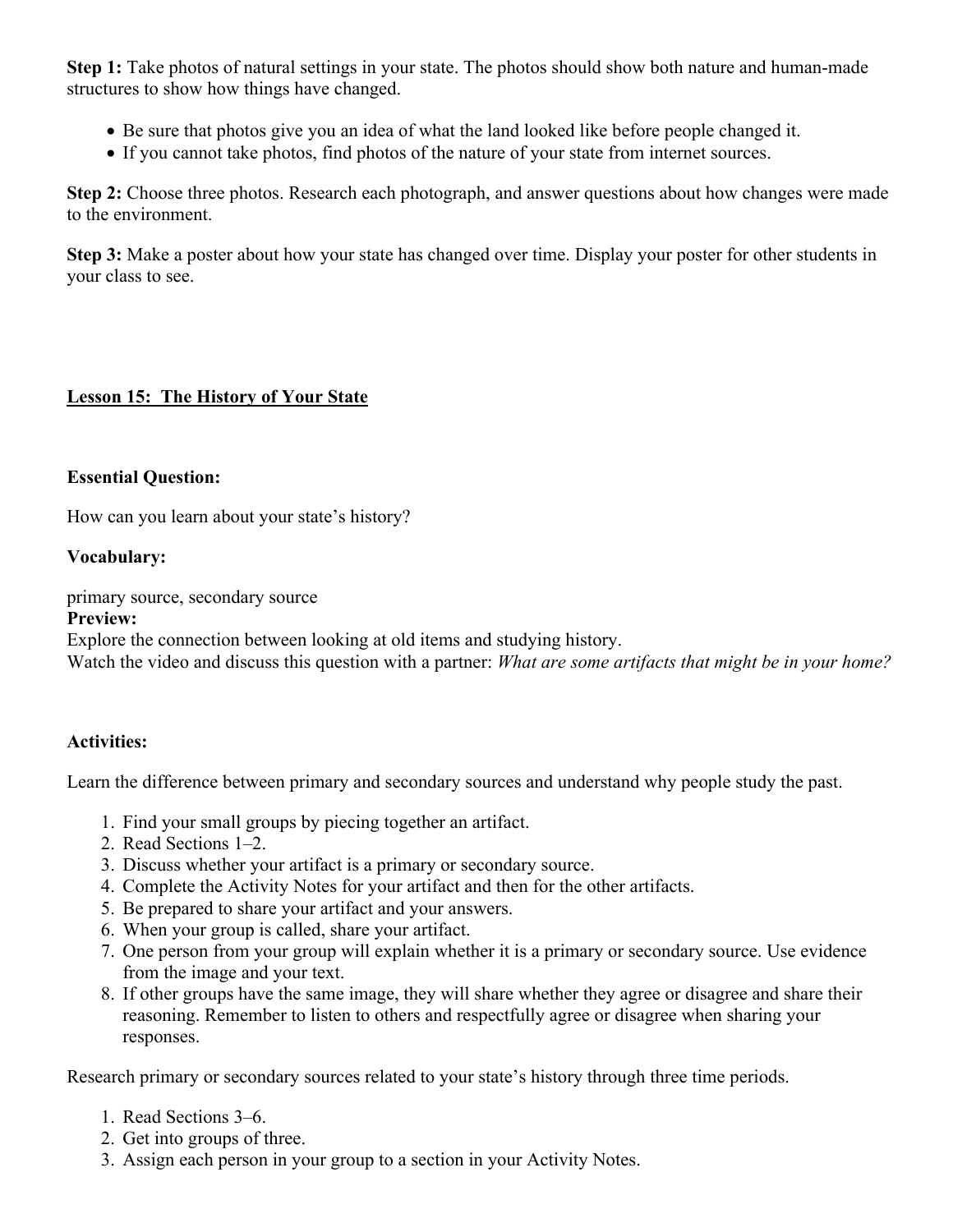**Step 1:** Take photos of natural settings in your state. The photos should show both nature and human-made structures to show how things have changed.

- Be sure that photos give you an idea of what the land looked like before people changed it.
- If you cannot take photos, find photos of the nature of your state from internet sources.

**Step 2:** Choose three photos. Research each photograph, and answer questions about how changes were made to the environment.

**Step 3:** Make a poster about how your state has changed over time. Display your poster for other students in your class to see.

## Lesson 15: The History of Your State

**Essential Question:**

How can you learn about your state's history?

**Vocabulary:**

primary source, secondary source

**Preview:**

Explore the connection between looking at old items and studying history.

Watch the video and discuss this question with a partner: *What are some artifacts that might be in your home?*

**Activities:**

Learn the difference between primary and secondary sources and understand why people study the past.

1. Find your small groups by piecing together an artifact.
2. Read Sections 1–2.
3. Discuss whether your artifact is a primary or secondary source.
4. Complete the Activity Notes for your artifact and then for the other artifacts.
5. Be prepared to share your artifact and your answers.
6. When your group is called, share your artifact.
7. One person from your group will explain whether it is a primary or secondary source. Use evidence from the image and your text.
8. If other groups have the same image, they will share whether they agree or disagree and share their reasoning. Remember to listen to others and respectfully agree or disagree when sharing your responses.

Research primary or secondary sources related to your state's history through three time periods.

1. Read Sections 3–6.
2. Get into groups of three.
3. Assign each person in your group to a section in your Activity Notes.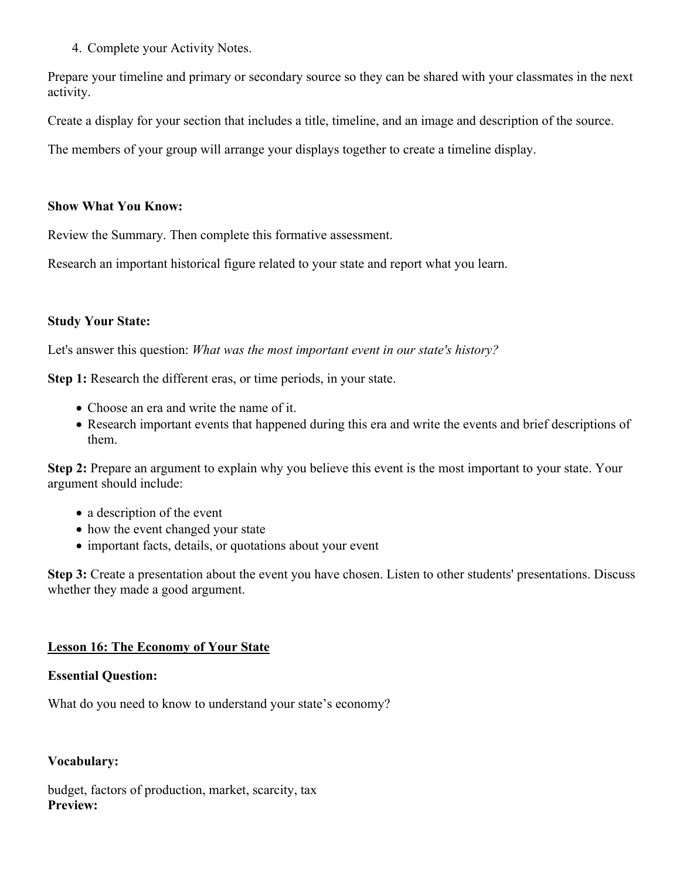4. Complete your Activity Notes.

Prepare your timeline and primary or secondary source so they can be shared with your classmates in the next activity.

Create a display for your section that includes a title, timeline, and an image and description of the source.

The members of your group will arrange your displays together to create a timeline display.

**Show What You Know:**

Review the Summary. Then complete this formative assessment.

Research an important historical figure related to your state and report what you learn.

**Study Your State:**

Let's answer this question: *What was the most important event in our state's history?*

**Step 1:** Research the different eras, or time periods, in your state.

- Choose an era and write the name of it.
- Research important events that happened during this era and write the events and brief descriptions of them.

**Step 2:** Prepare an argument to explain why you believe this event is the most important to your state. Your argument should include:

- a description of the event
- how the event changed your state
- important facts, details, or quotations about your event

**Step 3:** Create a presentation about the event you have chosen. Listen to other students' presentations. Discuss whether they made a good argument.

## Lesson 16: The Economy of Your State

**Essential Question:**

What do you need to know to understand your state's economy?

**Vocabulary:**

budget, factors of production, market, scarcity, tax

**Preview:**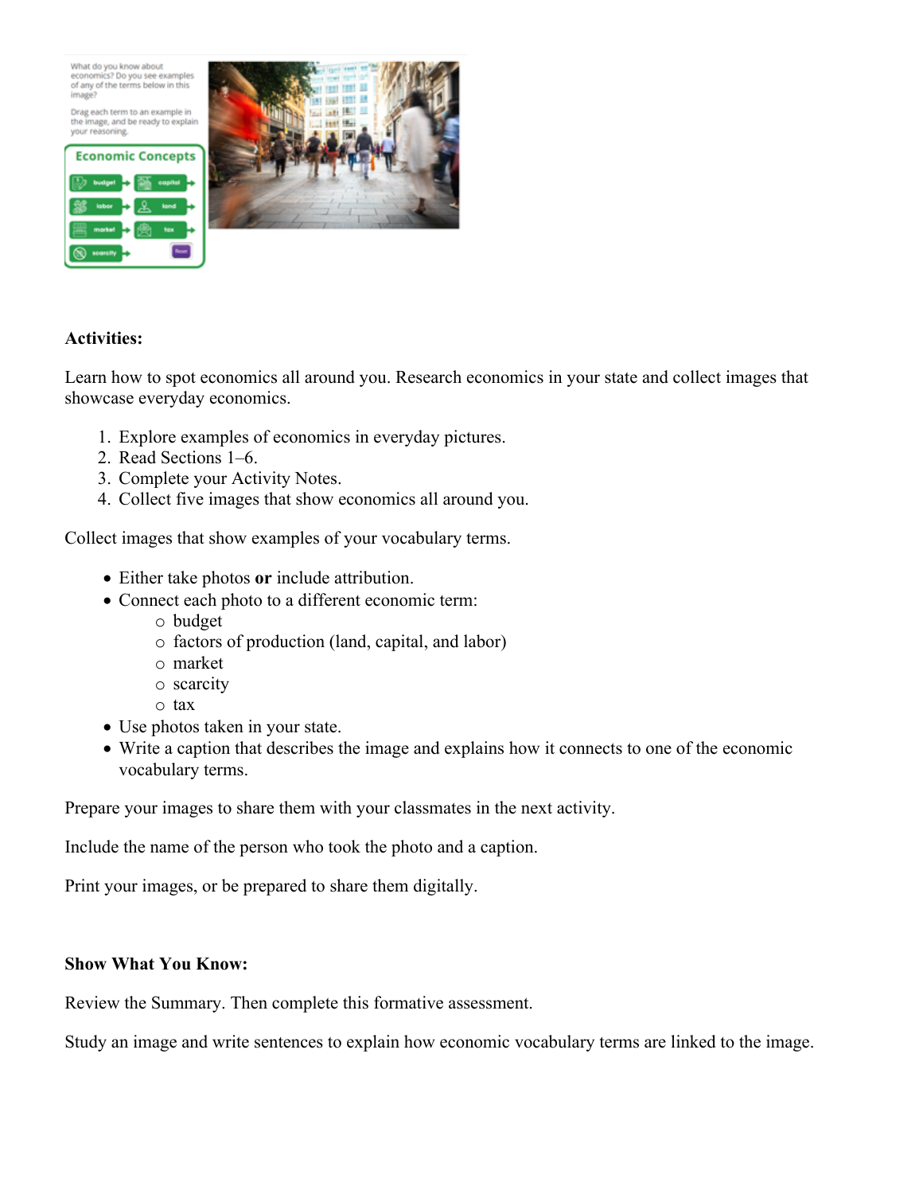**Activities:**

Learn how to spot economics all around you. Research economics in your state and collect images that showcase everyday economics.

1. Explore examples of economics in everyday pictures.
2. Read Sections 1–6.
3. Complete your Activity Notes.
4. Collect five images that show economics all around you.

Collect images that show examples of your vocabulary terms.

- Either take photos **or** include attribution.
- Connect each photo to a different economic term:
    - budget
    - factors of production (land, capital, and labor)
    - market
    - scarcity
    - tax
- Use photos taken in your state.
- Write a caption that describes the image and explains how it connects to one of the economic vocabulary terms.

Prepare your images to share them with your classmates in the next activity.

Include the name of the person who took the photo and a caption.

Print your images, or be prepared to share them digitally.

**Show What You Know:**

Review the Summary. Then complete this formative assessment.

Study an image and write sentences to explain how economic vocabulary terms are linked to the image.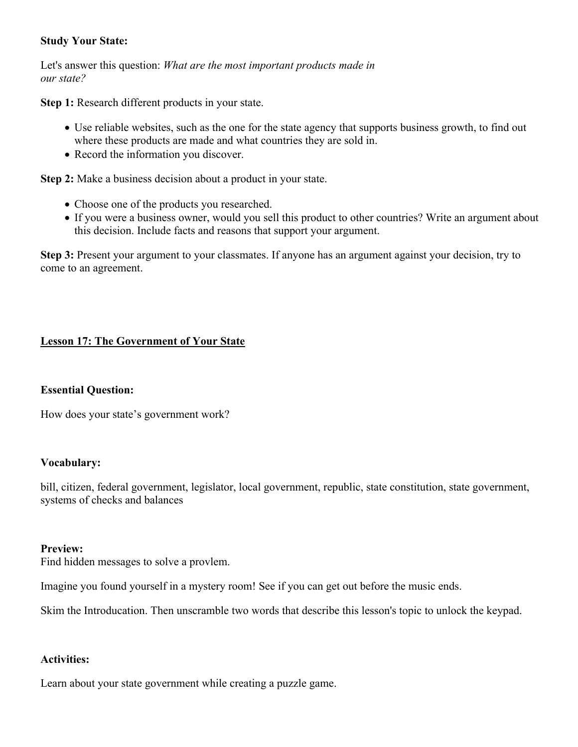**Study Your State:**

Let's answer this question: *What are the most important products made in our state?*

**Step 1:** Research different products in your state.

- Use reliable websites, such as the one for the state agency that supports business growth, to find out where these products are made and what countries they are sold in.
- Record the information you discover.

**Step 2:** Make a business decision about a product in your state.

- Choose one of the products you researched.
- If you were a business owner, would you sell this product to other countries? Write an argument about this decision. Include facts and reasons that support your argument.

**Step 3:** Present your argument to your classmates. If anyone has an argument against your decision, try to come to an agreement.

## Lesson 17: The Government of Your State

**Essential Question:**

How does your state's government work?

**Vocabulary:**

bill, citizen, federal government, legislator, local government, republic, state constitution, state government, systems of checks and balances

**Preview:**
Find hidden messages to solve a provlem.

Imagine you found yourself in a mystery room! See if you can get out before the music ends.

Skim the Introducation. Then unscramble two words that describe this lesson's topic to unlock the keypad.

**Activities:**

Learn about your state government while creating a puzzle game.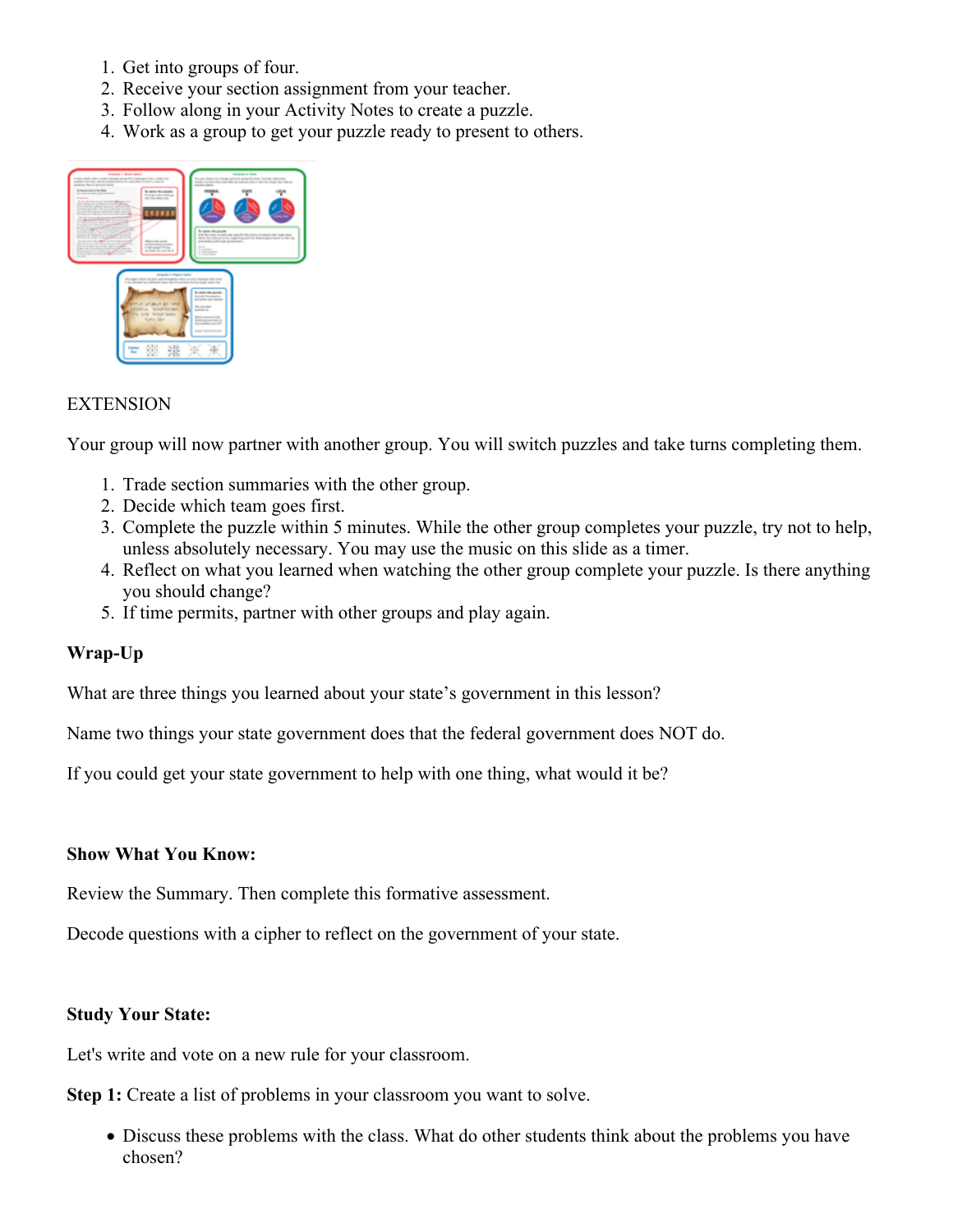1. Get into groups of four.
2. Receive your section assignment from your teacher.
3. Follow along in your Activity Notes to create a puzzle.
4. Work as a group to get your puzzle ready to present to others.

EXTENSION

Your group will now partner with another group. You will switch puzzles and take turns completing them.

1. Trade section summaries with the other group.
2. Decide which team goes first.
3. Complete the puzzle within 5 minutes. While the other group completes your puzzle, try not to help, unless absolutely necessary. You may use the music on this slide as a timer.
4. Reflect on what you learned when watching the other group complete your puzzle. Is there anything you should change?
5. If time permits, partner with other groups and play again.

**Wrap-Up**

What are three things you learned about your state's government in this lesson?

Name two things your state government does that the federal government does NOT do.

If you could get your state government to help with one thing, what would it be?

**Show What You Know:**

Review the Summary. Then complete this formative assessment.

Decode questions with a cipher to reflect on the government of your state.

**Study Your State:**

Let's write and vote on a new rule for your classroom.

**Step 1:** Create a list of problems in your classroom you want to solve.

- Discuss these problems with the class. What do other students think about the problems you have chosen?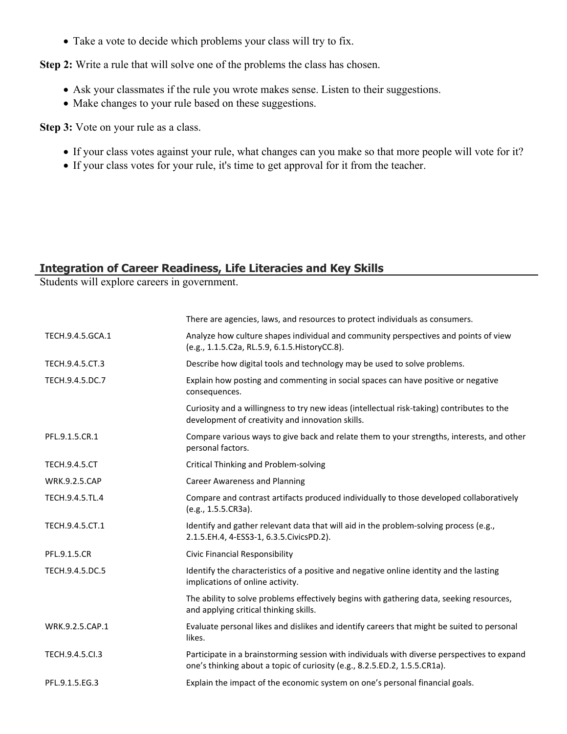- Take a vote to decide which problems your class will try to fix.

**Step 2:** Write a rule that will solve one of the problems the class has chosen.

- Ask your classmates if the rule you wrote makes sense. Listen to their suggestions.
- Make changes to your rule based on these suggestions.

**Step 3:** Vote on your rule as a class.

- If your class votes against your rule, what changes can you make so that more people will vote for it?
- If your class votes for your rule, it's time to get approval for it from the teacher.

## Integration of Career Readiness, Life Literacies and Key Skills

Students will explore careers in government.

| | |
|---|---|
| | There are agencies, laws, and resources to protect individuals as consumers. |
| TECH.9.4.5.GCA.1 | Analyze how culture shapes individual and community perspectives and points of view (e.g., 1.1.5.C2a, RL.5.9, 6.1.5.HistoryCC.8). |
| TECH.9.4.5.CT.3 | Describe how digital tools and technology may be used to solve problems. |
| TECH.9.4.5.DC.7 | Explain how posting and commenting in social spaces can have positive or negative consequences. |
| | Curiosity and a willingness to try new ideas (intellectual risk-taking) contributes to the development of creativity and innovation skills. |
| PFL.9.1.5.CR.1 | Compare various ways to give back and relate them to your strengths, interests, and other personal factors. |
| TECH.9.4.5.CT | Critical Thinking and Problem-solving |
| WRK.9.2.5.CAP | Career Awareness and Planning |
| TECH.9.4.5.TL.4 | Compare and contrast artifacts produced individually to those developed collaboratively (e.g., 1.5.5.CR3a). |
| TECH.9.4.5.CT.1 | Identify and gather relevant data that will aid in the problem-solving process (e.g., 2.1.5.EH.4, 4-ESS3-1, 6.3.5.CivicsPD.2). |
| PFL.9.1.5.CR | Civic Financial Responsibility |
| TECH.9.4.5.DC.5 | Identify the characteristics of a positive and negative online identity and the lasting implications of online activity. |
| | The ability to solve problems effectively begins with gathering data, seeking resources, and applying critical thinking skills. |
| WRK.9.2.5.CAP.1 | Evaluate personal likes and dislikes and identify careers that might be suited to personal likes. |
| TECH.9.4.5.CI.3 | Participate in a brainstorming session with individuals with diverse perspectives to expand one's thinking about a topic of curiosity (e.g., 8.2.5.ED.2, 1.5.5.CR1a). |
| PFL.9.1.5.EG.3 | Explain the impact of the economic system on one's personal financial goals. |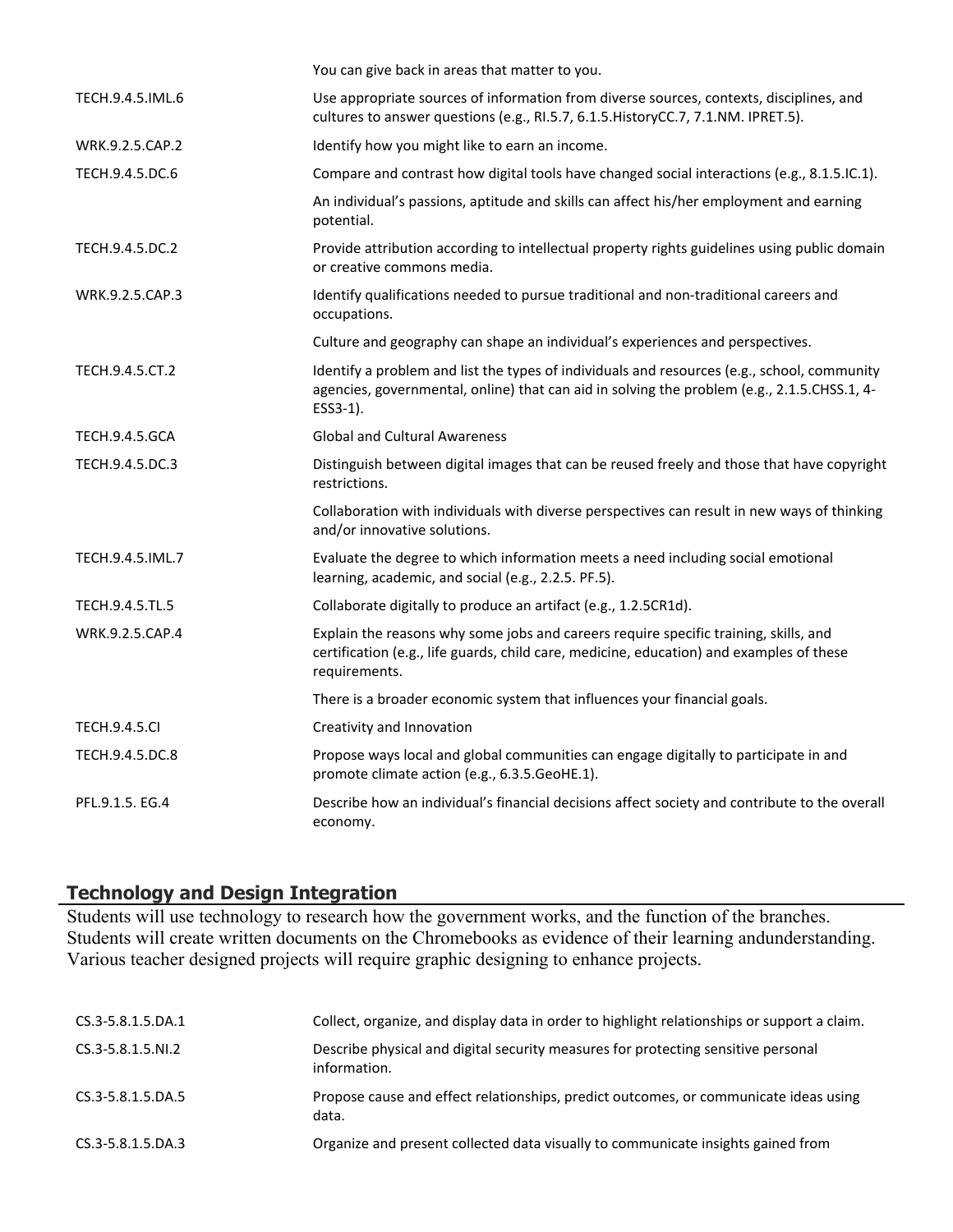| | |
|---|---|
| | You can give back in areas that matter to you. |
| TECH.9.4.5.IML.6 | Use appropriate sources of information from diverse sources, contexts, disciplines, and cultures to answer questions (e.g., RI.5.7, 6.1.5.HistoryCC.7, 7.1.NM. IPRET.5). |
| WRK.9.2.5.CAP.2 | Identify how you might like to earn an income. |
| TECH.9.4.5.DC.6 | Compare and contrast how digital tools have changed social interactions (e.g., 8.1.5.IC.1). |
| | An individual's passions, aptitude and skills can affect his/her employment and earning potential. |
| TECH.9.4.5.DC.2 | Provide attribution according to intellectual property rights guidelines using public domain or creative commons media. |
| WRK.9.2.5.CAP.3 | Identify qualifications needed to pursue traditional and non-traditional careers and occupations. |
| | Culture and geography can shape an individual's experiences and perspectives. |
| TECH.9.4.5.CT.2 | Identify a problem and list the types of individuals and resources (e.g., school, community agencies, governmental, online) that can aid in solving the problem (e.g., 2.1.5.CHSS.1, 4-ESS3-1). |
| TECH.9.4.5.GCA | Global and Cultural Awareness |
| TECH.9.4.5.DC.3 | Distinguish between digital images that can be reused freely and those that have copyright restrictions. |
| | Collaboration with individuals with diverse perspectives can result in new ways of thinking and/or innovative solutions. |
| TECH.9.4.5.IML.7 | Evaluate the degree to which information meets a need including social emotional learning, academic, and social (e.g., 2.2.5. PF.5). |
| TECH.9.4.5.TL.5 | Collaborate digitally to produce an artifact (e.g., 1.2.5CR1d). |
| WRK.9.2.5.CAP.4 | Explain the reasons why some jobs and careers require specific training, skills, and certification (e.g., life guards, child care, medicine, education) and examples of these requirements. |
| | There is a broader economic system that influences your financial goals. |
| TECH.9.4.5.CI | Creativity and Innovation |
| TECH.9.4.5.DC.8 | Propose ways local and global communities can engage digitally to participate in and promote climate action (e.g., 6.3.5.GeoHE.1). |
| PFL.9.1.5. EG.4 | Describe how an individual's financial decisions affect society and contribute to the overall economy. |

## Technology and Design Integration

Students will use technology to research how the government works, and the function of the branches. Students will create written documents on the Chromebooks as evidence of their learning andunderstanding. Various teacher designed projects will require graphic designing to enhance projects.

| | |
|---|---|
| CS.3-5.8.1.5.DA.1 | Collect, organize, and display data in order to highlight relationships or support a claim. |
| CS.3-5.8.1.5.NI.2 | Describe physical and digital security measures for protecting sensitive personal information. |
| CS.3-5.8.1.5.DA.5 | Propose cause and effect relationships, predict outcomes, or communicate ideas using data. |
| CS.3-5.8.1.5.DA.3 | Organize and present collected data visually to communicate insights gained from |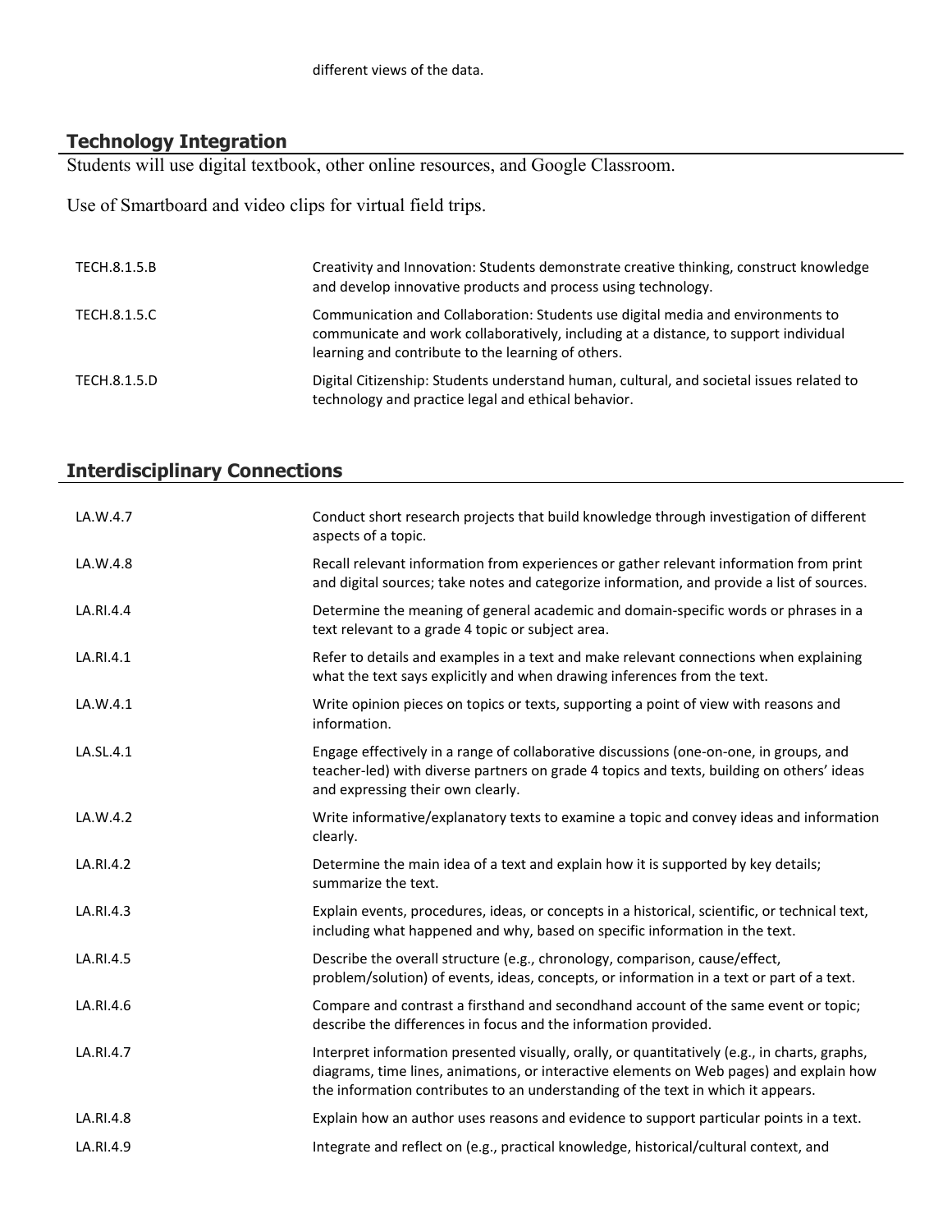different views of the data.

## Technology Integration

Students will use digital textbook, other online resources, and Google Classroom.

Use of Smartboard and video clips for virtual field trips.

| | |
|---|---|
| TECH.8.1.5.B | Creativity and Innovation: Students demonstrate creative thinking, construct knowledge and develop innovative products and process using technology. |
| TECH.8.1.5.C | Communication and Collaboration: Students use digital media and environments to communicate and work collaboratively, including at a distance, to support individual learning and contribute to the learning of others. |
| TECH.8.1.5.D | Digital Citizenship: Students understand human, cultural, and societal issues related to technology and practice legal and ethical behavior. |

## Interdisciplinary Connections

| | |
|---|---|
| LA.W.4.7 | Conduct short research projects that build knowledge through investigation of different aspects of a topic. |
| LA.W.4.8 | Recall relevant information from experiences or gather relevant information from print and digital sources; take notes and categorize information, and provide a list of sources. |
| LA.RI.4.4 | Determine the meaning of general academic and domain-specific words or phrases in a text relevant to a grade 4 topic or subject area. |
| LA.RI.4.1 | Refer to details and examples in a text and make relevant connections when explaining what the text says explicitly and when drawing inferences from the text. |
| LA.W.4.1 | Write opinion pieces on topics or texts, supporting a point of view with reasons and information. |
| LA.SL.4.1 | Engage effectively in a range of collaborative discussions (one-on-one, in groups, and teacher-led) with diverse partners on grade 4 topics and texts, building on others' ideas and expressing their own clearly. |
| LA.W.4.2 | Write informative/explanatory texts to examine a topic and convey ideas and information clearly. |
| LA.RI.4.2 | Determine the main idea of a text and explain how it is supported by key details; summarize the text. |
| LA.RI.4.3 | Explain events, procedures, ideas, or concepts in a historical, scientific, or technical text, including what happened and why, based on specific information in the text. |
| LA.RI.4.5 | Describe the overall structure (e.g., chronology, comparison, cause/effect, problem/solution) of events, ideas, concepts, or information in a text or part of a text. |
| LA.RI.4.6 | Compare and contrast a firsthand and secondhand account of the same event or topic; describe the differences in focus and the information provided. |
| LA.RI.4.7 | Interpret information presented visually, orally, or quantitatively (e.g., in charts, graphs, diagrams, time lines, animations, or interactive elements on Web pages) and explain how the information contributes to an understanding of the text in which it appears. |
| LA.RI.4.8 | Explain how an author uses reasons and evidence to support particular points in a text. |
| LA.RI.4.9 | Integrate and reflect on (e.g., practical knowledge, historical/cultural context, and |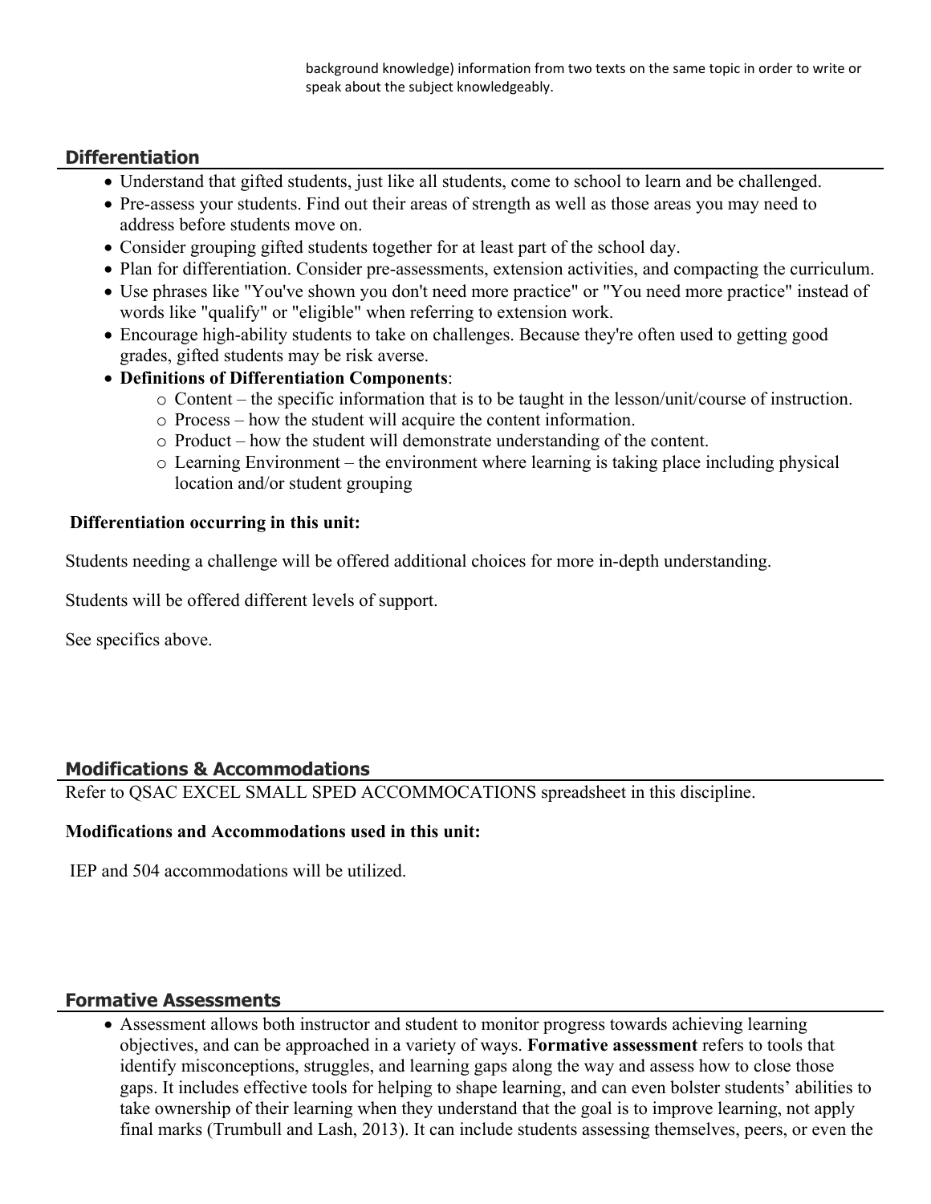background knowledge) information from two texts on the same topic in order to write or speak about the subject knowledgeably.

## Differentiation

- Understand that gifted students, just like all students, come to school to learn and be challenged.
- Pre-assess your students. Find out their areas of strength as well as those areas you may need to address before students move on.
- Consider grouping gifted students together for at least part of the school day.
- Plan for differentiation. Consider pre-assessments, extension activities, and compacting the curriculum.
- Use phrases like "You've shown you don't need more practice" or "You need more practice" instead of words like "qualify" or "eligible" when referring to extension work.
- Encourage high-ability students to take on challenges. Because they're often used to getting good grades, gifted students may be risk averse.
- **Definitions of Differentiation Components**:
  - Content – the specific information that is to be taught in the lesson/unit/course of instruction.
  - Process – how the student will acquire the content information.
  - Product – how the student will demonstrate understanding of the content.
  - Learning Environment – the environment where learning is taking place including physical location and/or student grouping

**Differentiation occurring in this unit:**

Students needing a challenge will be offered additional choices for more in-depth understanding.

Students will be offered different levels of support.

See specifics above.

## Modifications & Accommodations

Refer to QSAC EXCEL SMALL SPED ACCOMMOCATIONS spreadsheet in this discipline.

**Modifications and Accommodations used in this unit:**

IEP and 504 accommodations will be utilized.

## Formative Assessments

- Assessment allows both instructor and student to monitor progress towards achieving learning objectives, and can be approached in a variety of ways. **Formative assessment** refers to tools that identify misconceptions, struggles, and learning gaps along the way and assess how to close those gaps. It includes effective tools for helping to shape learning, and can even bolster students' abilities to take ownership of their learning when they understand that the goal is to improve learning, not apply final marks (Trumbull and Lash, 2013). It can include students assessing themselves, peers, or even the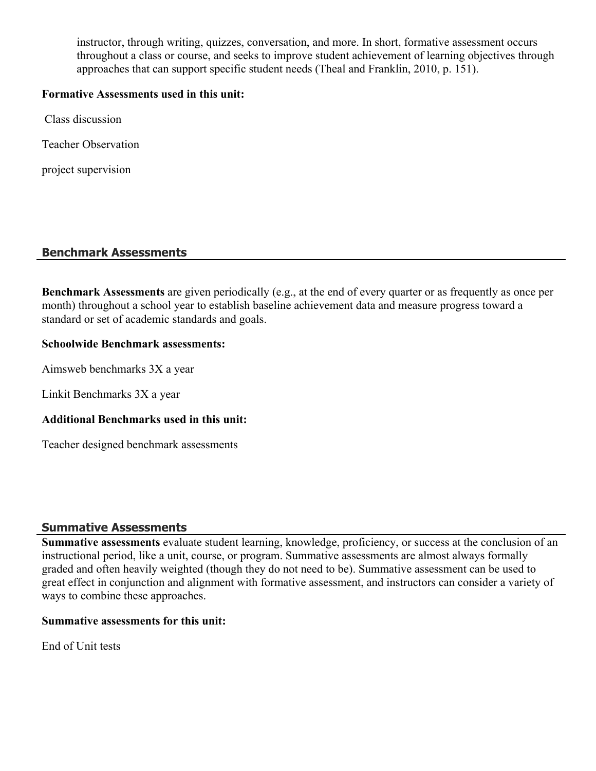instructor, through writing, quizzes, conversation, and more. In short, formative assessment occurs throughout a class or course, and seeks to improve student achievement of learning objectives through approaches that can support specific student needs (Theal and Franklin, 2010, p. 151).

**Formative Assessments used in this unit:**

Class discussion

Teacher Observation

project supervision

## Benchmark Assessments

**Benchmark Assessments** are given periodically (e.g., at the end of every quarter or as frequently as once per month) throughout a school year to establish baseline achievement data and measure progress toward a standard or set of academic standards and goals.

**Schoolwide Benchmark assessments:**

Aimsweb benchmarks 3X a year

Linkit Benchmarks 3X a year

**Additional Benchmarks used in this unit:**

Teacher designed benchmark assessments

## Summative Assessments

**Summative assessments** evaluate student learning, knowledge, proficiency, or success at the conclusion of an instructional period, like a unit, course, or program. Summative assessments are almost always formally graded and often heavily weighted (though they do not need to be). Summative assessment can be used to great effect in conjunction and alignment with formative assessment, and instructors can consider a variety of ways to combine these approaches.

**Summative assessments for this unit:**

End of Unit tests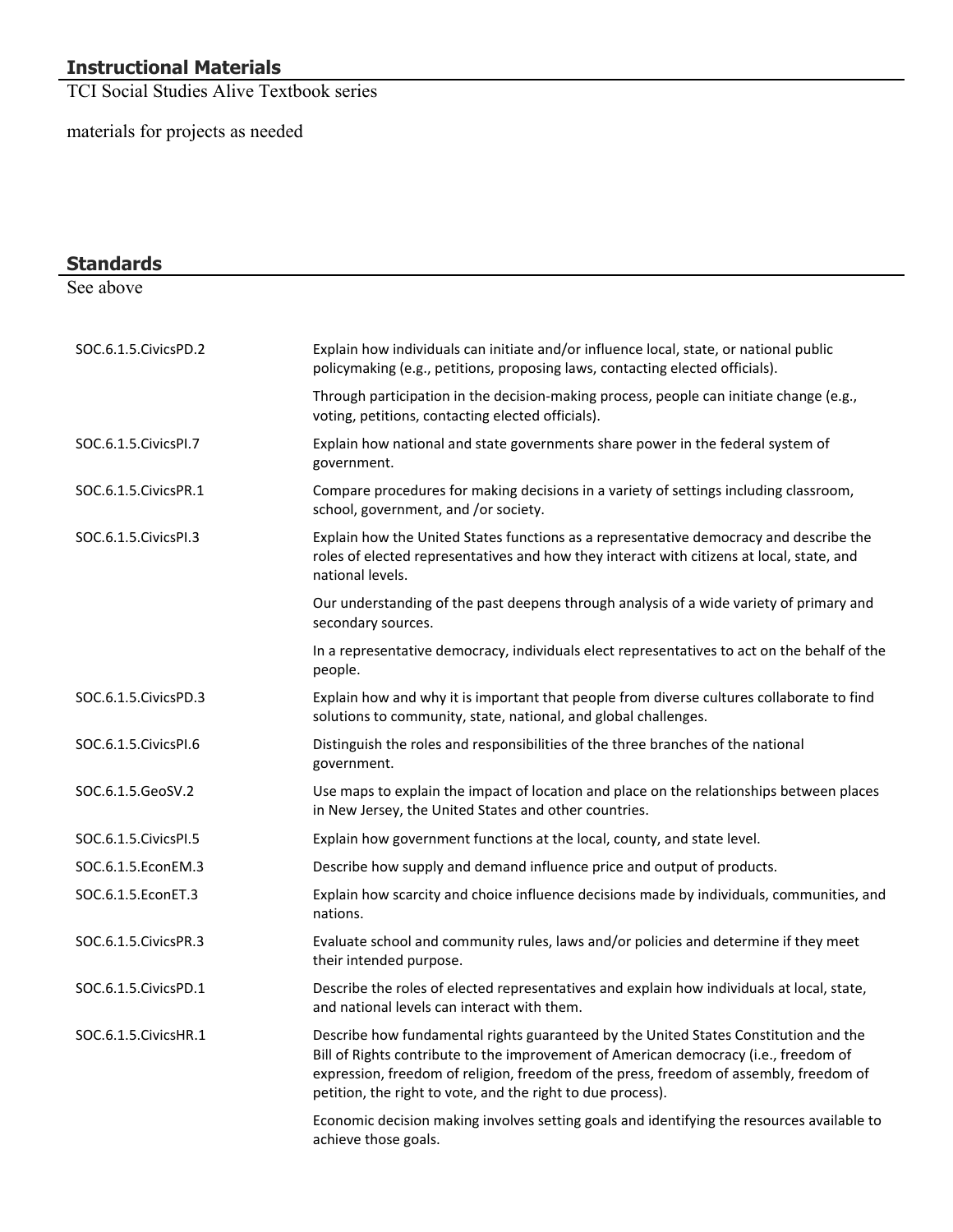## Instructional Materials

TCI Social Studies Alive Textbook series

materials for projects as needed

## Standards

See above

| | |
|---|---|
| SOC.6.1.5.CivicsPD.2 | Explain how individuals can initiate and/or influence local, state, or national public policymaking (e.g., petitions, proposing laws, contacting elected officials). |
| | Through participation in the decision-making process, people can initiate change (e.g., voting, petitions, contacting elected officials). |
| SOC.6.1.5.CivicsPI.7 | Explain how national and state governments share power in the federal system of government. |
| SOC.6.1.5.CivicsPR.1 | Compare procedures for making decisions in a variety of settings including classroom, school, government, and /or society. |
| SOC.6.1.5.CivicsPI.3 | Explain how the United States functions as a representative democracy and describe the roles of elected representatives and how they interact with citizens at local, state, and national levels. |
| | Our understanding of the past deepens through analysis of a wide variety of primary and secondary sources. |
| | In a representative democracy, individuals elect representatives to act on the behalf of the people. |
| SOC.6.1.5.CivicsPD.3 | Explain how and why it is important that people from diverse cultures collaborate to find solutions to community, state, national, and global challenges. |
| SOC.6.1.5.CivicsPI.6 | Distinguish the roles and responsibilities of the three branches of the national government. |
| SOC.6.1.5.GeoSV.2 | Use maps to explain the impact of location and place on the relationships between places in New Jersey, the United States and other countries. |
| SOC.6.1.5.CivicsPI.5 | Explain how government functions at the local, county, and state level. |
| SOC.6.1.5.EconEM.3 | Describe how supply and demand influence price and output of products. |
| SOC.6.1.5.EconET.3 | Explain how scarcity and choice influence decisions made by individuals, communities, and nations. |
| SOC.6.1.5.CivicsPR.3 | Evaluate school and community rules, laws and/or policies and determine if they meet their intended purpose. |
| SOC.6.1.5.CivicsPD.1 | Describe the roles of elected representatives and explain how individuals at local, state, and national levels can interact with them. |
| SOC.6.1.5.CivicsHR.1 | Describe how fundamental rights guaranteed by the United States Constitution and the Bill of Rights contribute to the improvement of American democracy (i.e., freedom of expression, freedom of religion, freedom of the press, freedom of assembly, freedom of petition, the right to vote, and the right to due process). |
| | Economic decision making involves setting goals and identifying the resources available to achieve those goals. |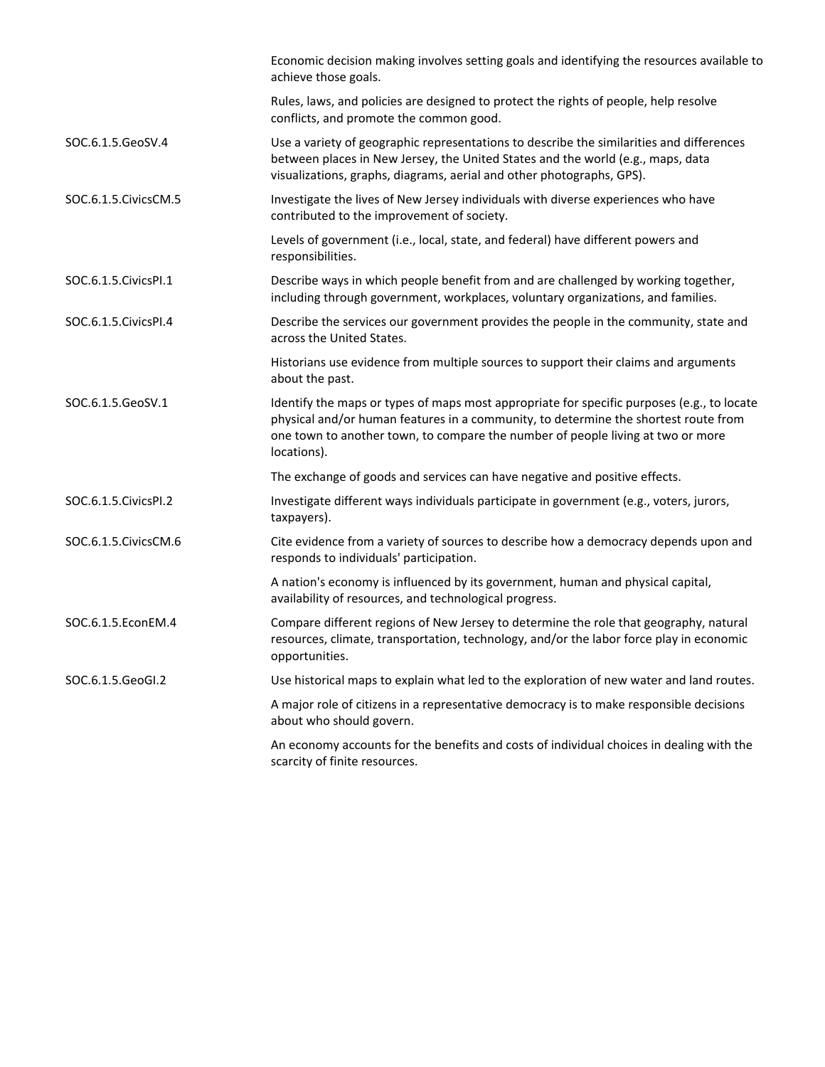| | |
|---|---|
| | Economic decision making involves setting goals and identifying the resources available to achieve those goals. |
| | Rules, laws, and policies are designed to protect the rights of people, help resolve conflicts, and promote the common good. |
| SOC.6.1.5.GeoSV.4 | Use a variety of geographic representations to describe the similarities and differences between places in New Jersey, the United States and the world (e.g., maps, data visualizations, graphs, diagrams, aerial and other photographs, GPS). |
| SOC.6.1.5.CivicsCM.5 | Investigate the lives of New Jersey individuals with diverse experiences who have contributed to the improvement of society. |
| | Levels of government (i.e., local, state, and federal) have different powers and responsibilities. |
| SOC.6.1.5.CivicsPI.1 | Describe ways in which people benefit from and are challenged by working together, including through government, workplaces, voluntary organizations, and families. |
| SOC.6.1.5.CivicsPI.4 | Describe the services our government provides the people in the community, state and across the United States. |
| | Historians use evidence from multiple sources to support their claims and arguments about the past. |
| SOC.6.1.5.GeoSV.1 | Identify the maps or types of maps most appropriate for specific purposes (e.g., to locate physical and/or human features in a community, to determine the shortest route from one town to another town, to compare the number of people living at two or more locations). |
| | The exchange of goods and services can have negative and positive effects. |
| SOC.6.1.5.CivicsPI.2 | Investigate different ways individuals participate in government (e.g., voters, jurors, taxpayers). |
| SOC.6.1.5.CivicsCM.6 | Cite evidence from a variety of sources to describe how a democracy depends upon and responds to individuals' participation. |
| | A nation's economy is influenced by its government, human and physical capital, availability of resources, and technological progress. |
| SOC.6.1.5.EconEM.4 | Compare different regions of New Jersey to determine the role that geography, natural resources, climate, transportation, technology, and/or the labor force play in economic opportunities. |
| SOC.6.1.5.GeoGI.2 | Use historical maps to explain what led to the exploration of new water and land routes. |
| | A major role of citizens in a representative democracy is to make responsible decisions about who should govern. |
| | An economy accounts for the benefits and costs of individual choices in dealing with the scarcity of finite resources. |